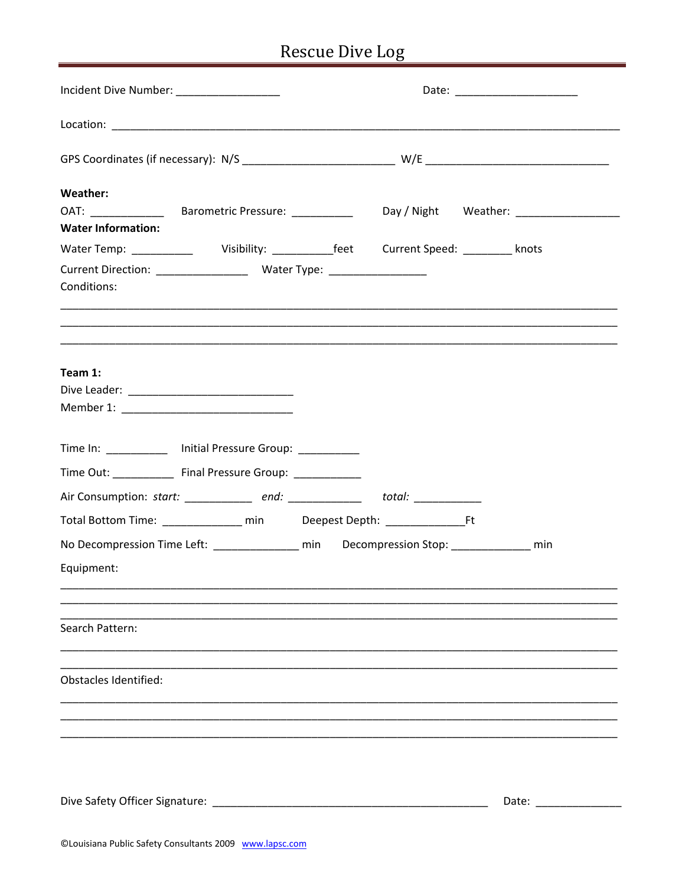# Rescue Dive Log

Incident Dive Number: _________________ Date: ____________________

Location: ____________________________________________________________________________________

GPS Coordinates (if necessary): N/S _________________________ W/E ______________________________

**Weather:**

OAT: ____________ Barometric Pressure: __________ Day / Night Weather: _________________

**Water Information:**

Water Temp: __________ Visibility: __________feet Current Speed: ________ knots

Current Direction: _______________ Water Type: ________________

Conditions:

______________________________________________________________________________________

______________________________________________________________________________________

______________________________________________________________________________________

**Team 1:**

Dive Leader: ___________________________

Member 1: ____________________________

Time In: __________ Initial Pressure Group: __________

Time Out: __________ Final Pressure Group: ___________

Air Consumption: *start:* ___________ *end:* ____________ *total:* ___________

Total Bottom Time: _____________ min Deepest Depth: _____________Ft

No Decompression Time Left: ______________ min Decompression Stop: _____________ min

Equipment:

______________________________________________________________________________________

______________________________________________________________________________________

______________________________________________________________________________________

Search Pattern:

______________________________________________________________________________________

______________________________________________________________________________________

Obstacles Identified:

______________________________________________________________________________________

______________________________________________________________________________________

______________________________________________________________________________________

Dive Safety Officer Signature: _______________________________________________ Date: ______________

©Louisiana Public Safety Consultants 2009 www.lapsc.com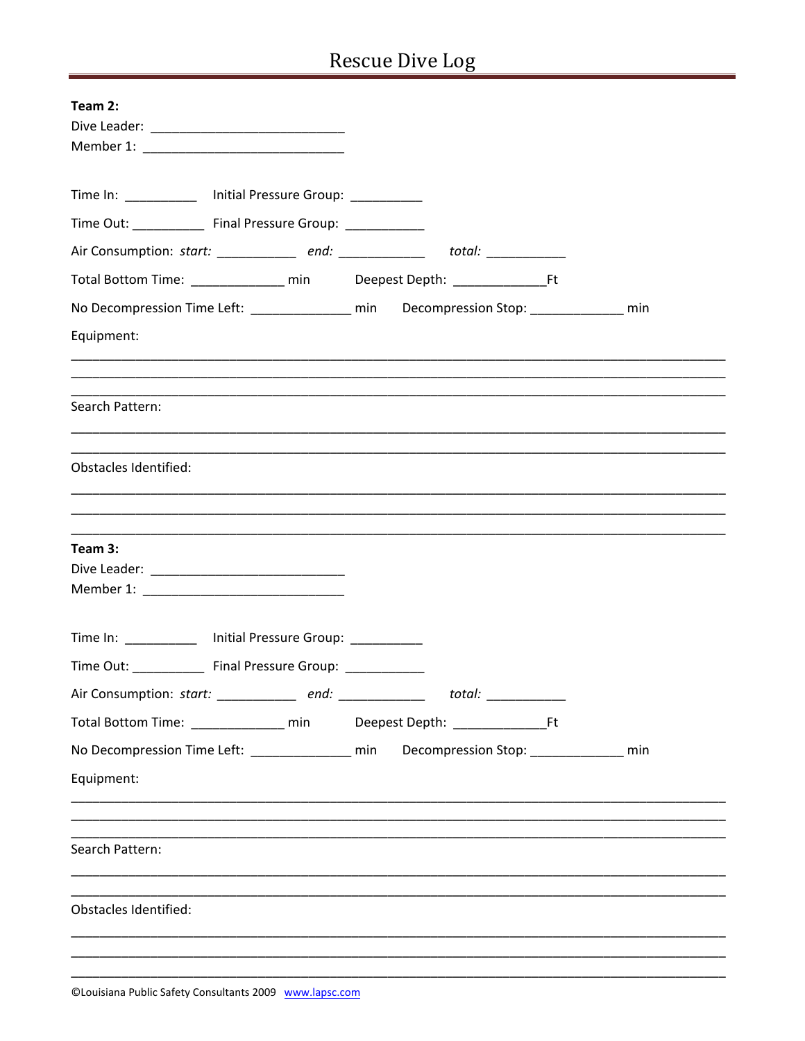# Rescue Dive Log

**Team 2:**

Dive Leader: ___________________________

Member 1: ____________________________

Time In: __________ Initial Pressure Group: __________

Time Out: __________ Final Pressure Group: ___________

Air Consumption: *start:* ___________ *end:* ____________ *total:* ___________

Total Bottom Time: _____________ min Deepest Depth: _____________Ft

No Decompression Time Left: ______________ min Decompression Stop: _____________ min

Equipment:

______________________________________________________________________________
______________________________________________________________________________
______________________________________________________________________________

Search Pattern:

______________________________________________________________________________
______________________________________________________________________________

Obstacles Identified:

______________________________________________________________________________
______________________________________________________________________________
______________________________________________________________________________

**Team 3:**

Dive Leader: ___________________________

Member 1: ____________________________

Time In: __________ Initial Pressure Group: __________

Time Out: __________ Final Pressure Group: ___________

Air Consumption: *start:* ___________ *end:* ____________ *total:* ___________

Total Bottom Time: _____________ min Deepest Depth: _____________Ft

No Decompression Time Left: ______________ min Decompression Stop: _____________ min

Equipment:

______________________________________________________________________________
______________________________________________________________________________
______________________________________________________________________________

Search Pattern:

______________________________________________________________________________
______________________________________________________________________________

Obstacles Identified:

______________________________________________________________________________
______________________________________________________________________________
______________________________________________________________________________

©Louisiana Public Safety Consultants 2009 www.lapsc.com